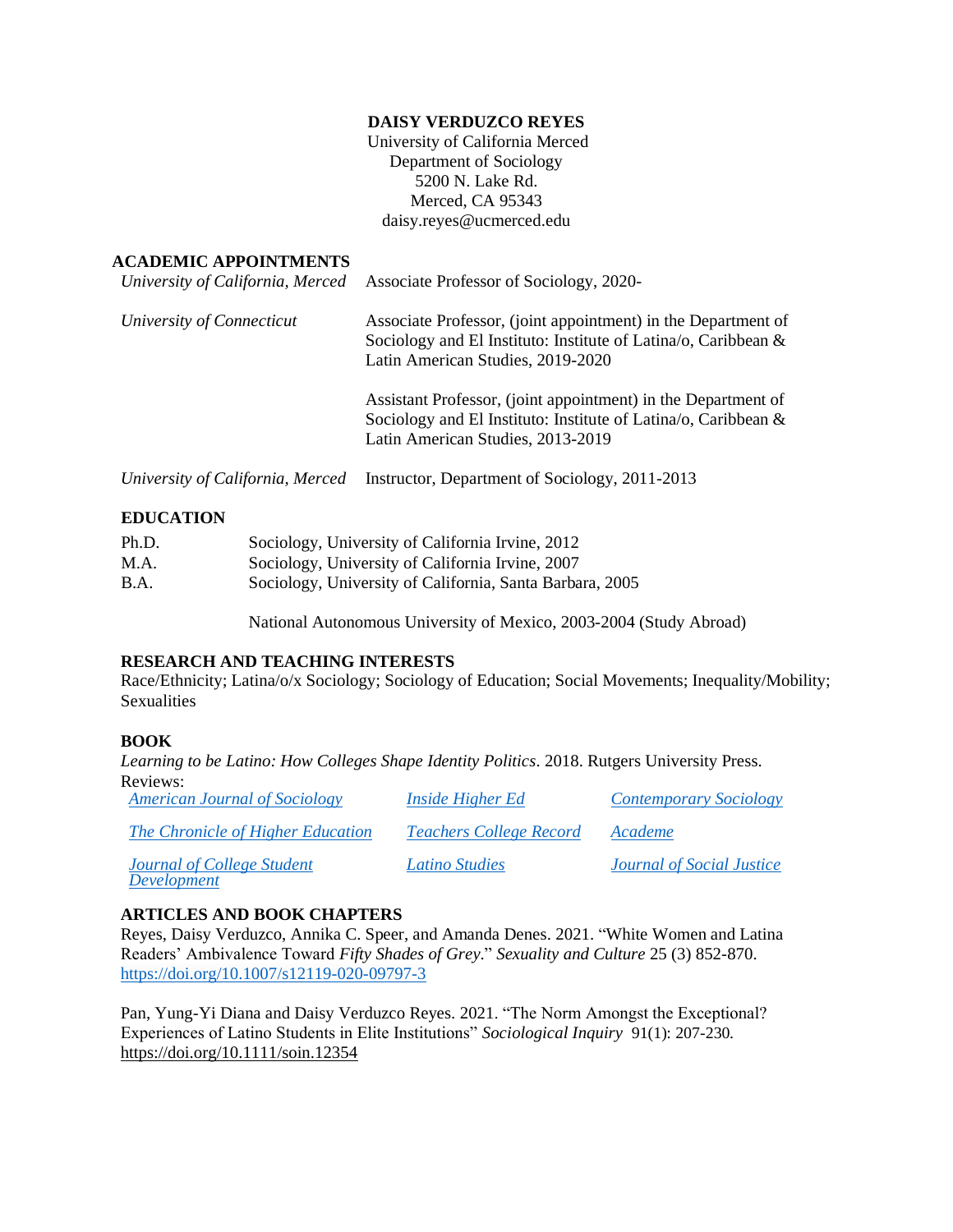**DAISY VERDUZCO REYES**
University of California Merced
Department of Sociology
5200 N. Lake Rd.
Merced, CA 95343
daisy.reyes@ucmerced.edu

## ACADEMIC APPOINTMENTS

*University of California, Merced* — Associate Professor of Sociology, 2020-

*University of Connecticut* — Associate Professor, (joint appointment) in the Department of Sociology and El Instituto: Institute of Latina/o, Caribbean & Latin American Studies, 2019-2020

Assistant Professor, (joint appointment) in the Department of Sociology and El Instituto: Institute of Latina/o, Caribbean & Latin American Studies, 2013-2019

*University of California, Merced* — Instructor, Department of Sociology, 2011-2013

## EDUCATION

| | |
|---|---|
| Ph.D. | Sociology, University of California Irvine, 2012 |
| M.A. | Sociology, University of California Irvine, 2007 |
| B.A. | Sociology, University of California, Santa Barbara, 2005 |
| | National Autonomous University of Mexico, 2003-2004 (Study Abroad) |

## RESEARCH AND TEACHING INTERESTS

Race/Ethnicity; Latina/o/x Sociology; Sociology of Education; Social Movements; Inequality/Mobility; Sexualities

## BOOK

*Learning to be Latino: How Colleges Shape Identity Politics*. 2018. Rutgers University Press.
Reviews:

| | | |
|---|---|---|
| *American Journal of Sociology* | *Inside Higher Ed* | *Contemporary Sociology* |
| *The Chronicle of Higher Education* | *Teachers College Record* | *Academe* |
| *Journal of College Student Development* | *Latino Studies* | *Journal of Social Justice* |

## ARTICLES AND BOOK CHAPTERS

Reyes, Daisy Verduzco, Annika C. Speer, and Amanda Denes. 2021. "White Women and Latina Readers' Ambivalence Toward *Fifty Shades of Grey*." *Sexuality and Culture* 25 (3) 852-870. https://doi.org/10.1007/s12119-020-09797-3

Pan, Yung-Yi Diana and Daisy Verduzco Reyes. 2021. "The Norm Amongst the Exceptional? Experiences of Latino Students in Elite Institutions" *Sociological Inquiry* 91(1): 207-230. https://doi.org/10.1111/soin.12354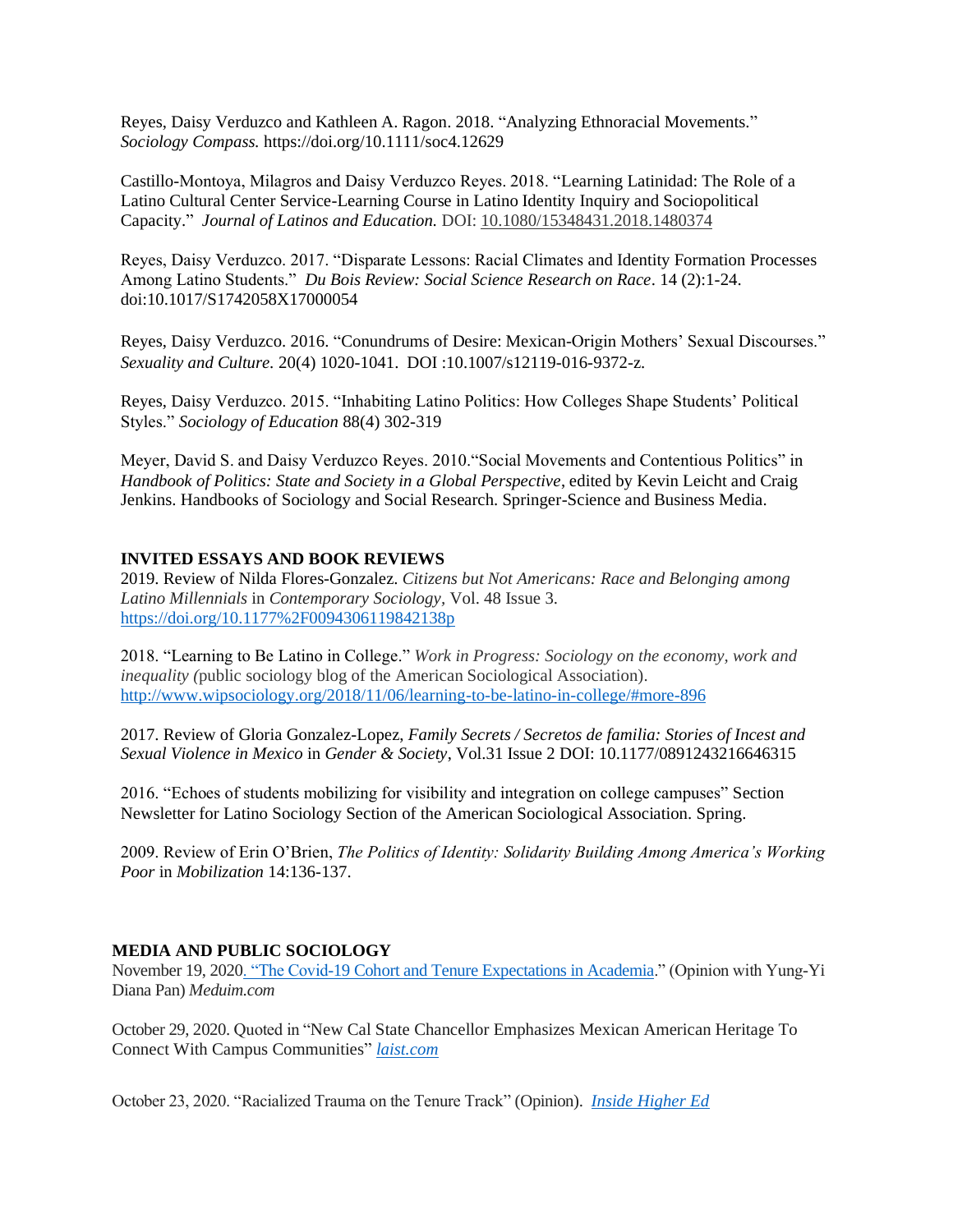Reyes, Daisy Verduzco and Kathleen A. Ragon. 2018. "Analyzing Ethnoracial Movements." *Sociology Compass.* https://doi.org/10.1111/soc4.12629

Castillo-Montoya, Milagros and Daisy Verduzco Reyes. 2018. "Learning Latinidad: The Role of a Latino Cultural Center Service-Learning Course in Latino Identity Inquiry and Sociopolitical Capacity." *Journal of Latinos and Education.* DOI: 10.1080/15348431.2018.1480374

Reyes, Daisy Verduzco. 2017. "Disparate Lessons: Racial Climates and Identity Formation Processes Among Latino Students." *Du Bois Review: Social Science Research on Race*. 14 (2):1-24. doi:10.1017/S1742058X17000054

Reyes, Daisy Verduzco. 2016. "Conundrums of Desire: Mexican-Origin Mothers' Sexual Discourses." *Sexuality and Culture.* 20(4) 1020-1041. DOI :10.1007/s12119-016-9372-z.

Reyes, Daisy Verduzco. 2015. "Inhabiting Latino Politics: How Colleges Shape Students' Political Styles." *Sociology of Education* 88(4) 302-319

Meyer, David S. and Daisy Verduzco Reyes. 2010."Social Movements and Contentious Politics" in *Handbook of Politics: State and Society in a Global Perspective*, edited by Kevin Leicht and Craig Jenkins. Handbooks of Sociology and Social Research. Springer-Science and Business Media.

**INVITED ESSAYS AND BOOK REVIEWS**

2019. Review of Nilda Flores-Gonzalez. *Citizens but Not Americans: Race and Belonging among Latino Millennials* in *Contemporary Sociology*, Vol. 48 Issue 3. https://doi.org/10.1177%2F0094306119842138p

2018. "Learning to Be Latino in College." *Work in Progress: Sociology on the economy, work and inequality (*public sociology blog of the American Sociological Association). http://www.wipsociology.org/2018/11/06/learning-to-be-latino-in-college/#more-896

2017. Review of Gloria Gonzalez-Lopez*, Family Secrets / Secretos de familia: Stories of Incest and Sexual Violence in Mexico* in *Gender & Society*, Vol.31 Issue 2 DOI: 10.1177/0891243216646315

2016. "Echoes of students mobilizing for visibility and integration on college campuses" Section Newsletter for Latino Sociology Section of the American Sociological Association. Spring.

2009. Review of Erin O'Brien, *The Politics of Identity: Solidarity Building Among America's Working Poor* in *Mobilization* 14:136-137.

**MEDIA AND PUBLIC SOCIOLOGY**

November 19, 2020. "The Covid-19 Cohort and Tenure Expectations in Academia." (Opinion with Yung-Yi Diana Pan) *Meduim.com*

October 29, 2020. Quoted in "New Cal State Chancellor Emphasizes Mexican American Heritage To Connect With Campus Communities" *laist.com*

October 23, 2020. "Racialized Trauma on the Tenure Track" (Opinion). *Inside Higher Ed*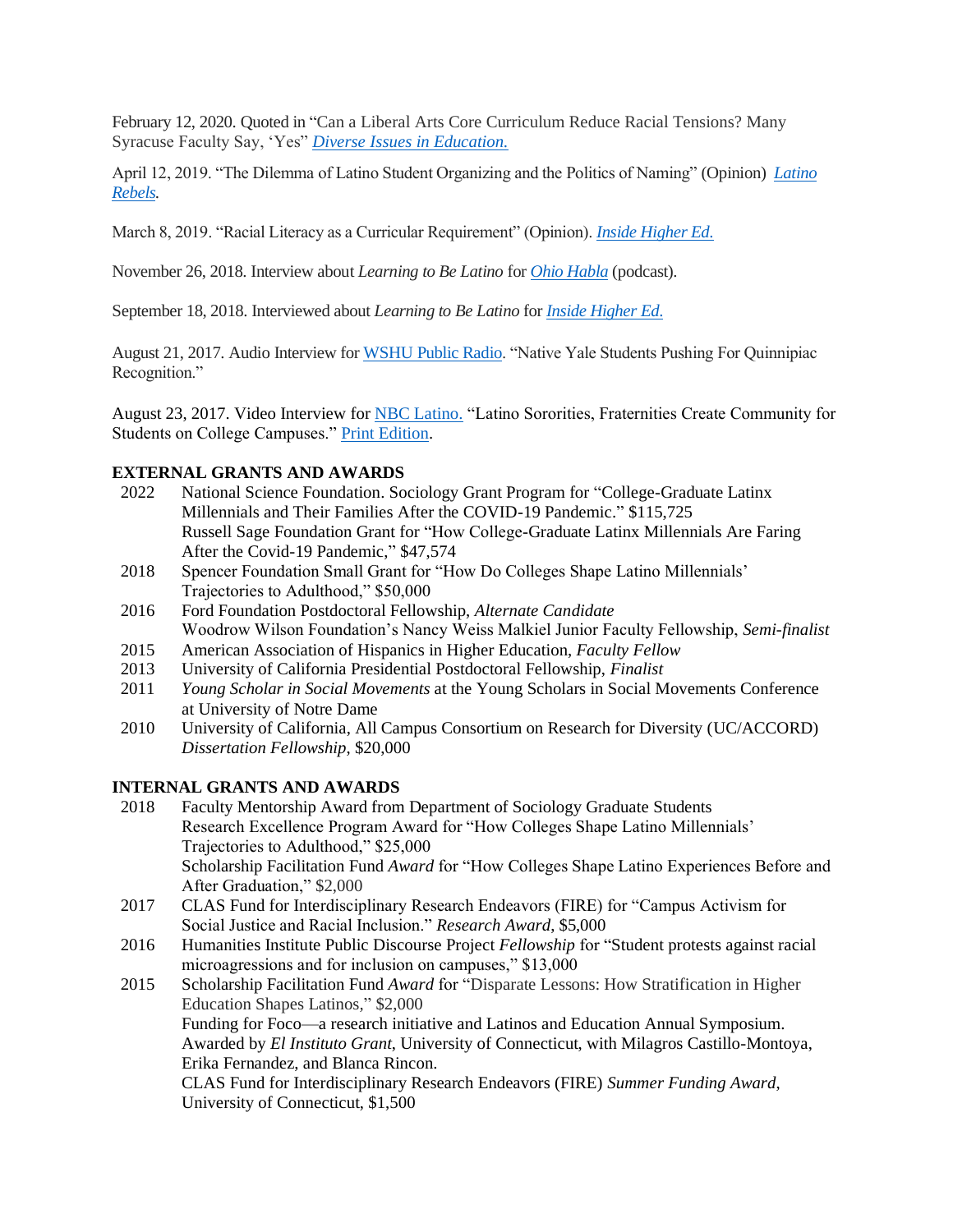February 12, 2020. Quoted in "Can a Liberal Arts Core Curriculum Reduce Racial Tensions? Many Syracuse Faculty Say, 'Yes" *Diverse Issues in Education.*

April 12, 2019. "The Dilemma of Latino Student Organizing and the Politics of Naming" (Opinion) *Latino Rebels.*

March 8, 2019. "Racial Literacy as a Curricular Requirement" (Opinion). *Inside Higher Ed.*

November 26, 2018. Interview about *Learning to Be Latino* for *Ohio Habla* (podcast).

September 18, 2018. Interviewed about *Learning to Be Latino* for *Inside Higher Ed.*

August 21, 2017. Audio Interview for WSHU Public Radio. "Native Yale Students Pushing For Quinnipiac Recognition."

August 23, 2017. Video Interview for NBC Latino. "Latino Sororities, Fraternities Create Community for Students on College Campuses." Print Edition.

## EXTERNAL GRANTS AND AWARDS

2022 National Science Foundation. Sociology Grant Program for "College-Graduate Latinx Millennials and Their Families After the COVID-19 Pandemic." $115,725
Russell Sage Foundation Grant for "How College-Graduate Latinx Millennials Are Faring After the Covid-19 Pandemic," $47,574

2018 Spencer Foundation Small Grant for "How Do Colleges Shape Latino Millennials' Trajectories to Adulthood," $50,000

2016 Ford Foundation Postdoctoral Fellowship, *Alternate Candidate*
Woodrow Wilson Foundation's Nancy Weiss Malkiel Junior Faculty Fellowship, *Semi-finalist*

2015 American Association of Hispanics in Higher Education, *Faculty Fellow*

2013 University of California Presidential Postdoctoral Fellowship, *Finalist*

2011 *Young Scholar in Social Movements* at the Young Scholars in Social Movements Conference at University of Notre Dame

2010 University of California, All Campus Consortium on Research for Diversity (UC/ACCORD) *Dissertation Fellowship*, $20,000

## INTERNAL GRANTS AND AWARDS

2018 Faculty Mentorship Award from Department of Sociology Graduate Students
Research Excellence Program Award for "How Colleges Shape Latino Millennials' Trajectories to Adulthood," $25,000
Scholarship Facilitation Fund *Award* for "How Colleges Shape Latino Experiences Before and After Graduation," $2,000

2017 CLAS Fund for Interdisciplinary Research Endeavors (FIRE) for "Campus Activism for Social Justice and Racial Inclusion." *Research Award*, $5,000

2016 Humanities Institute Public Discourse Project *Fellowship* for "Student protests against racial microagressions and for inclusion on campuses," $13,000

2015 Scholarship Facilitation Fund *Award* for "Disparate Lessons: How Stratification in Higher Education Shapes Latinos," $2,000
Funding for Foco—a research initiative and Latinos and Education Annual Symposium. Awarded by *El Instituto Grant*, University of Connecticut, with Milagros Castillo-Montoya, Erika Fernandez, and Blanca Rincon.
CLAS Fund for Interdisciplinary Research Endeavors (FIRE) *Summer Funding Award*, University of Connecticut, $1,500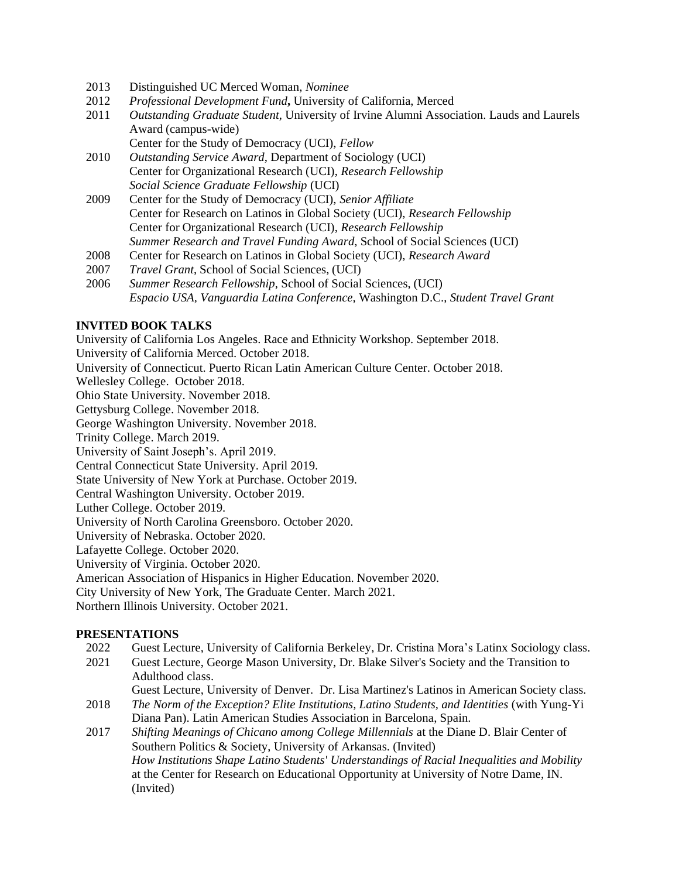2013 Distinguished UC Merced Woman, *Nominee*

2012 *Professional Development Fund***,** University of California, Merced

2011 *Outstanding Graduate Student*, University of Irvine Alumni Association. Lauds and Laurels Award (campus-wide)
Center for the Study of Democracy (UCI), *Fellow*

2010 *Outstanding Service Award*, Department of Sociology (UCI)
Center for Organizational Research (UCI), *Research Fellowship*
*Social Science Graduate Fellowship* (UCI)

2009 Center for the Study of Democracy (UCI), *Senior Affiliate*
Center for Research on Latinos in Global Society (UCI), *Research Fellowship*
Center for Organizational Research (UCI), *Research Fellowship*
*Summer Research and Travel Funding Award*, School of Social Sciences (UCI)

2008 Center for Research on Latinos in Global Society (UCI), *Research Award*

2007 *Travel Grant*, School of Social Sciences, (UCI)

2006 *Summer Research Fellowship*, School of Social Sciences, (UCI)
*Espacio USA, Vanguardia Latina Conference*, Washington D.C., *Student Travel Grant*

**INVITED BOOK TALKS**

University of California Los Angeles. Race and Ethnicity Workshop. September 2018.
University of California Merced. October 2018.
University of Connecticut. Puerto Rican Latin American Culture Center. October 2018.
Wellesley College. October 2018.
Ohio State University. November 2018.
Gettysburg College. November 2018.
George Washington University. November 2018.
Trinity College. March 2019.
University of Saint Joseph's. April 2019.
Central Connecticut State University. April 2019.
State University of New York at Purchase. October 2019.
Central Washington University. October 2019.
Luther College. October 2019.
University of North Carolina Greensboro. October 2020.
University of Nebraska. October 2020.
Lafayette College. October 2020.
University of Virginia. October 2020.
American Association of Hispanics in Higher Education. November 2020.
City University of New York, The Graduate Center. March 2021.
Northern Illinois University. October 2021.

**PRESENTATIONS**

2022 Guest Lecture, University of California Berkeley, Dr. Cristina Mora's Latinx Sociology class.

2021 Guest Lecture, George Mason University, Dr. Blake Silver's Society and the Transition to Adulthood class.
Guest Lecture, University of Denver. Dr. Lisa Martinez's Latinos in American Society class.

2018 *The Norm of the Exception? Elite Institutions, Latino Students, and Identities* (with Yung-Yi Diana Pan). Latin American Studies Association in Barcelona, Spain.

2017 *Shifting Meanings of Chicano among College Millennials* at the Diane D. Blair Center of Southern Politics & Society, University of Arkansas. (Invited)
*How Institutions Shape Latino Students' Understandings of Racial Inequalities and Mobility* at the Center for Research on Educational Opportunity at University of Notre Dame, IN. (Invited)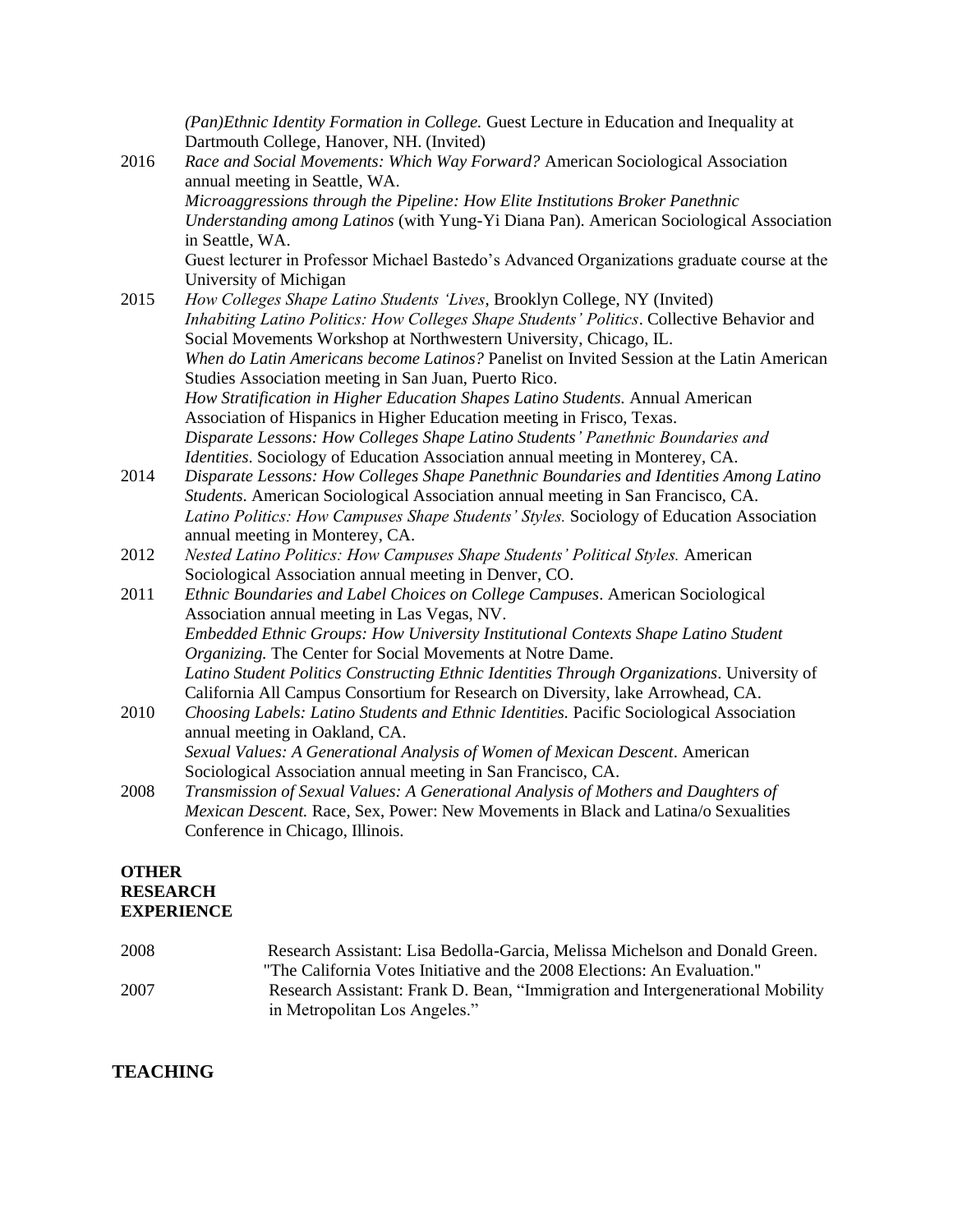*(Pan)Ethnic Identity Formation in College.* Guest Lecture in Education and Inequality at Dartmouth College, Hanover, NH. (Invited)

2016 *Race and Social Movements: Which Way Forward?* American Sociological Association annual meeting in Seattle, WA.

*Microaggressions through the Pipeline: How Elite Institutions Broker Panethnic Understanding among Latinos* (with Yung-Yi Diana Pan). American Sociological Association in Seattle, WA.

Guest lecturer in Professor Michael Bastedo's Advanced Organizations graduate course at the University of Michigan

2015 *How Colleges Shape Latino Students 'Lives*, Brooklyn College, NY (Invited)

*Inhabiting Latino Politics: How Colleges Shape Students' Politics*. Collective Behavior and Social Movements Workshop at Northwestern University, Chicago, IL.

*When do Latin Americans become Latinos?* Panelist on Invited Session at the Latin American Studies Association meeting in San Juan, Puerto Rico.

*How Stratification in Higher Education Shapes Latino Students.* Annual American Association of Hispanics in Higher Education meeting in Frisco, Texas.

*Disparate Lessons: How Colleges Shape Latino Students' Panethnic Boundaries and Identities*. Sociology of Education Association annual meeting in Monterey, CA.

2014 *Disparate Lessons: How Colleges Shape Panethnic Boundaries and Identities Among Latino Students*. American Sociological Association annual meeting in San Francisco, CA.

*Latino Politics: How Campuses Shape Students' Styles.* Sociology of Education Association annual meeting in Monterey, CA.

2012 *Nested Latino Politics: How Campuses Shape Students' Political Styles.* American Sociological Association annual meeting in Denver, CO.

2011 *Ethnic Boundaries and Label Choices on College Campuses*. American Sociological Association annual meeting in Las Vegas, NV.

*Embedded Ethnic Groups: How University Institutional Contexts Shape Latino Student Organizing.* The Center for Social Movements at Notre Dame.

*Latino Student Politics Constructing Ethnic Identities Through Organizations*. University of California All Campus Consortium for Research on Diversity, lake Arrowhead, CA.

2010 *Choosing Labels: Latino Students and Ethnic Identities.* Pacific Sociological Association annual meeting in Oakland, CA.

*Sexual Values: A Generational Analysis of Women of Mexican Descent*. American Sociological Association annual meeting in San Francisco, CA.

2008 *Transmission of Sexual Values: A Generational Analysis of Mothers and Daughters of Mexican Descent.* Race, Sex, Power: New Movements in Black and Latina/o Sexualities Conference in Chicago, Illinois.

## OTHER RESEARCH EXPERIENCE

2008 Research Assistant: Lisa Bedolla-Garcia, Melissa Michelson and Donald Green. "The California Votes Initiative and the 2008 Elections: An Evaluation."

2007 Research Assistant: Frank D. Bean, "Immigration and Intergenerational Mobility in Metropolitan Los Angeles."

## TEACHING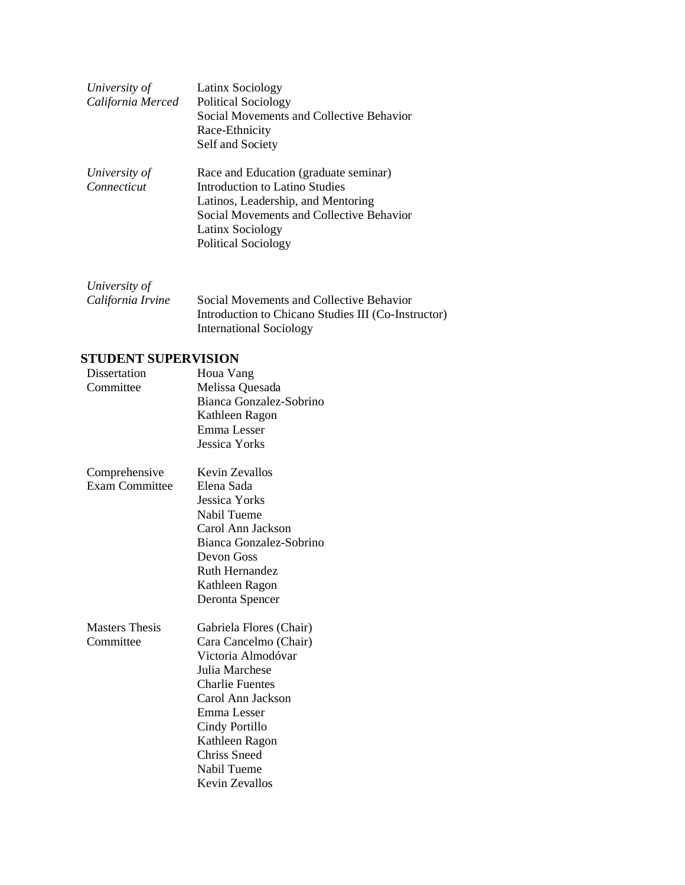| | |
|---|---|
| *University of California Merced* | Latinx Sociology<br>Political Sociology<br>Social Movements and Collective Behavior<br>Race-Ethnicity<br>Self and Society |
| *University of Connecticut* | Race and Education (graduate seminar)<br>Introduction to Latino Studies<br>Latinos, Leadership, and Mentoring<br>Social Movements and Collective Behavior<br>Latinx Sociology<br>Political Sociology |
| *University of California Irvine* | Social Movements and Collective Behavior<br>Introduction to Chicano Studies III (Co-Instructor)<br>International Sociology |

## STUDENT SUPERVISION

| | |
|---|---|
| Dissertation Committee | Houa Vang<br>Melissa Quesada<br>Bianca Gonzalez-Sobrino<br>Kathleen Ragon<br>Emma Lesser<br>Jessica Yorks |
| Comprehensive Exam Committee | Kevin Zevallos<br>Elena Sada<br>Jessica Yorks<br>Nabil Tueme<br>Carol Ann Jackson<br>Bianca Gonzalez-Sobrino<br>Devon Goss<br>Ruth Hernandez<br>Kathleen Ragon<br>Deronta Spencer |
| Masters Thesis Committee | Gabriela Flores (Chair)<br>Cara Cancelmo (Chair)<br>Victoria Almodóvar<br>Julia Marchese<br>Charlie Fuentes<br>Carol Ann Jackson<br>Emma Lesser<br>Cindy Portillo<br>Kathleen Ragon<br>Chriss Sneed<br>Nabil Tueme<br>Kevin Zevallos |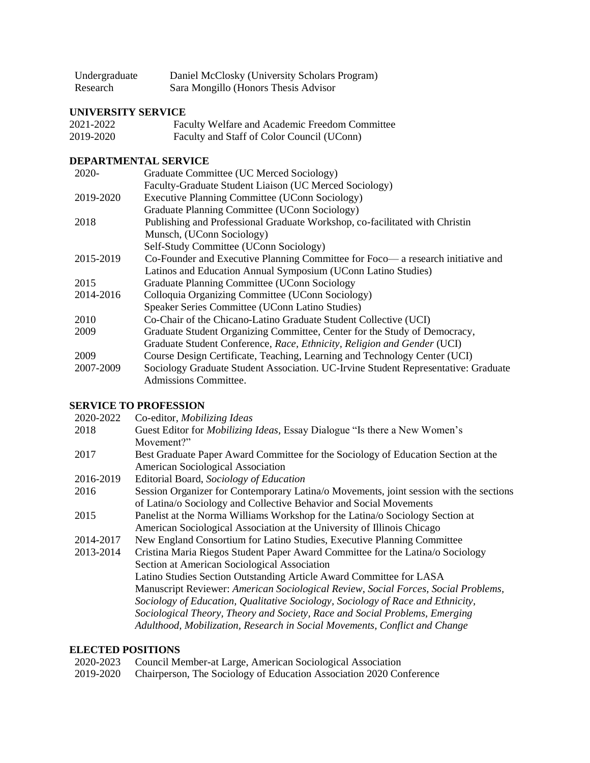| | |
|---|---|
| Undergraduate Research | Daniel McClosky (University Scholars Program) |
| | Sara Mongillo (Honors Thesis Advisor |

## UNIVERSITY SERVICE

| | |
|---|---|
| 2021-2022 | Faculty Welfare and Academic Freedom Committee |
| 2019-2020 | Faculty and Staff of Color Council (UConn) |

## DEPARTMENTAL SERVICE

| | |
|---|---|
| 2020- | Graduate Committee (UC Merced Sociology) |
| | Faculty-Graduate Student Liaison (UC Merced Sociology) |
| 2019-2020 | Executive Planning Committee (UConn Sociology) |
| | Graduate Planning Committee (UConn Sociology) |
| 2018 | Publishing and Professional Graduate Workshop, co-facilitated with Christin Munsch, (UConn Sociology) |
| | Self-Study Committee (UConn Sociology) |
| 2015-2019 | Co-Founder and Executive Planning Committee for Foco— a research initiative and Latinos and Education Annual Symposium (UConn Latino Studies) |
| 2015 | Graduate Planning Committee (UConn Sociology |
| 2014-2016 | Colloquia Organizing Committee (UConn Sociology) |
| | Speaker Series Committee (UConn Latino Studies) |
| 2010 | Co-Chair of the Chicano-Latino Graduate Student Collective (UCI) |
| 2009 | Graduate Student Organizing Committee, Center for the Study of Democracy, Graduate Student Conference, *Race, Ethnicity, Religion and Gender* (UCI) |
| 2009 | Course Design Certificate, Teaching, Learning and Technology Center (UCI) |
| 2007-2009 | Sociology Graduate Student Association. UC-Irvine Student Representative: Graduate Admissions Committee. |

## SERVICE TO PROFESSION

| | |
|---|---|
| 2020-2022 | Co-editor, *Mobilizing Ideas* |
| 2018 | Guest Editor for *Mobilizing Ideas*, Essay Dialogue "Is there a New Women's Movement?" |
| 2017 | Best Graduate Paper Award Committee for the Sociology of Education Section at the American Sociological Association |
| 2016-2019 | Editorial Board, *Sociology of Education* |
| 2016 | Session Organizer for Contemporary Latina/o Movements, joint session with the sections of Latina/o Sociology and Collective Behavior and Social Movements |
| 2015 | Panelist at the Norma Williams Workshop for the Latina/o Sociology Section at American Sociological Association at the University of Illinois Chicago |
| 2014-2017 | New England Consortium for Latino Studies, Executive Planning Committee |
| 2013-2014 | Cristina Maria Riegos Student Paper Award Committee for the Latina/o Sociology Section at American Sociological Association |
| | Latino Studies Section Outstanding Article Award Committee for LASA |
| | Manuscript Reviewer: *American Sociological Review, Social Forces, Social Problems, Sociology of Education, Qualitative Sociology, Sociology of Race and Ethnicity, Sociological Theory, Theory and Society, Race and Social Problems, Emerging Adulthood, Mobilization, Research in Social Movements, Conflict and Change* |

## ELECTED POSITIONS

| | |
|---|---|
| 2020-2023 | Council Member-at Large, American Sociological Association |
| 2019-2020 | Chairperson, The Sociology of Education Association 2020 Conference |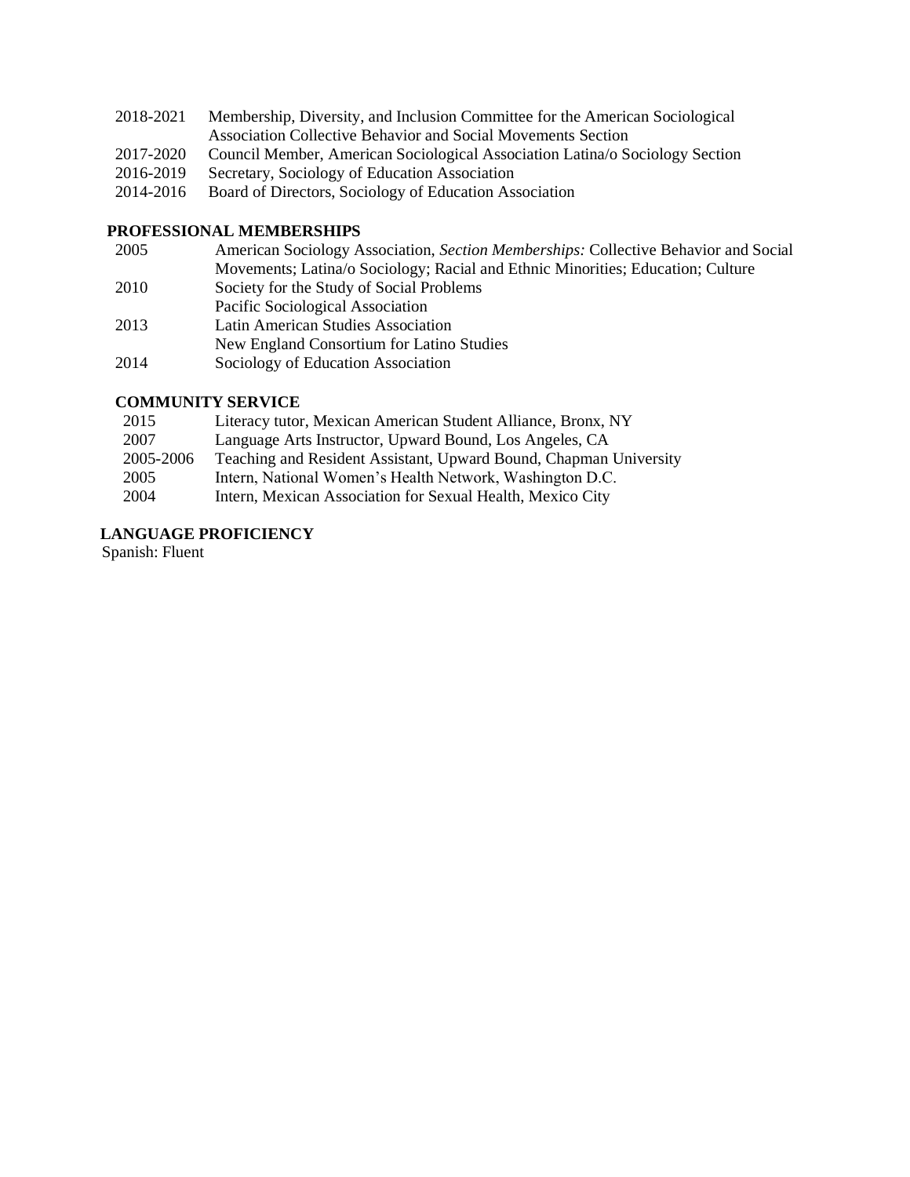2018-2021 Membership, Diversity, and Inclusion Committee for the American Sociological Association Collective Behavior and Social Movements Section

2017-2020 Council Member, American Sociological Association Latina/o Sociology Section

2016-2019 Secretary, Sociology of Education Association

2014-2016 Board of Directors, Sociology of Education Association

## PROFESSIONAL MEMBERSHIPS

2005 American Sociology Association, *Section Memberships:* Collective Behavior and Social Movements; Latina/o Sociology; Racial and Ethnic Minorities; Education; Culture

2010 Society for the Study of Social Problems
Pacific Sociological Association

2013 Latin American Studies Association
New England Consortium for Latino Studies

2014 Sociology of Education Association

## COMMUNITY SERVICE

2015 Literacy tutor, Mexican American Student Alliance, Bronx, NY

2007 Language Arts Instructor, Upward Bound, Los Angeles, CA

2005-2006 Teaching and Resident Assistant, Upward Bound, Chapman University

2005 Intern, National Women's Health Network, Washington D.C.

2004 Intern, Mexican Association for Sexual Health, Mexico City

## LANGUAGE PROFICIENCY

Spanish: Fluent